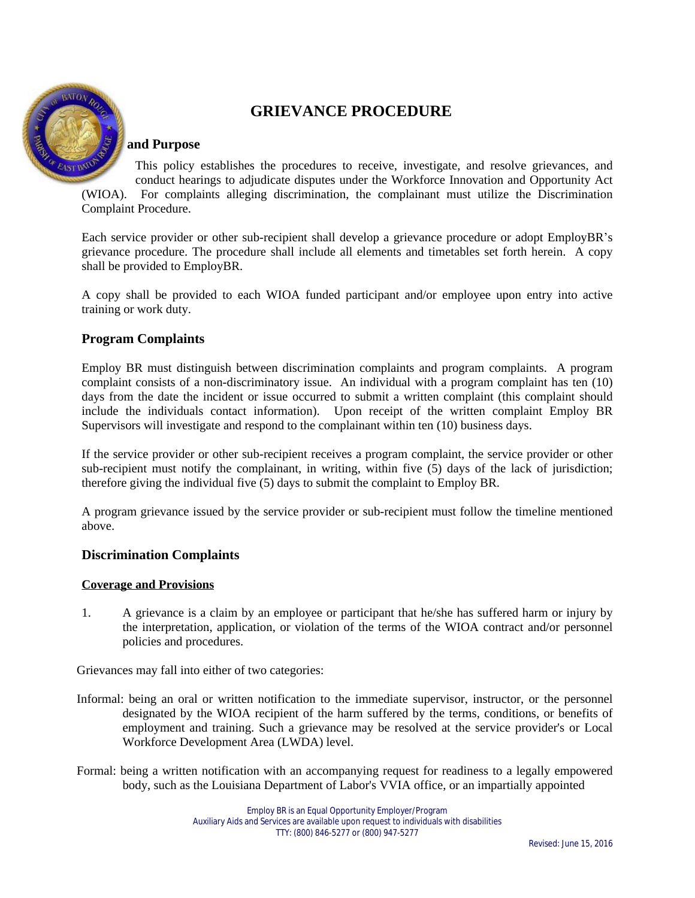# GRIEVANCE PROCEDURE

## and Purpose

This policy establishes the procedures to receive, investigate, and resolve grievances, and conduct hearings to adjudicate disputes under the Workforce Innovation and Opportunity Act (WIOA). For complaints alleging discrimination, the complainant must utilize the Discrimination Complaint Procedure.

Each service provider or other sub-recipient shall develop a grievance procedure or adopt EmployBR's grievance procedure. The procedure shall include all elements and timetables set forth herein. A copy shall be provided to EmployBR.

A copy shall be provided to each WIOA funded participant and/or employee upon entry into active training or work duty.

## Program Complaints

Employ BR must distinguish between discrimination complaints and program complaints. A program complaint consists of a non-discriminatory issue. An individual with a program complaint has ten (10) days from the date the incident or issue occurred to submit a written complaint (this complaint should include the individuals contact information). Upon receipt of the written complaint Employ BR Supervisors will investigate and respond to the complainant within ten (10) business days.

If the service provider or other sub-recipient receives a program complaint, the service provider or other sub-recipient must notify the complainant, in writing, within five (5) days of the lack of jurisdiction; therefore giving the individual five (5) days to submit the complaint to Employ BR.

A program grievance issued by the service provider or sub-recipient must follow the timeline mentioned above.

## Discrimination Complaints

### Coverage and Provisions

1. A grievance is a claim by an employee or participant that he/she has suffered harm or injury by the interpretation, application, or violation of the terms of the WIOA contract and/or personnel policies and procedures.

Grievances may fall into either of two categories:

Informal: being an oral or written notification to the immediate supervisor, instructor, or the personnel designated by the WIOA recipient of the harm suffered by the terms, conditions, or benefits of employment and training. Such a grievance may be resolved at the service provider's or Local Workforce Development Area (LWDA) level.

Formal: being a written notification with an accompanying request for readiness to a legally empowered body, such as the Louisiana Department of Labor's VVIA office, or an impartially appointed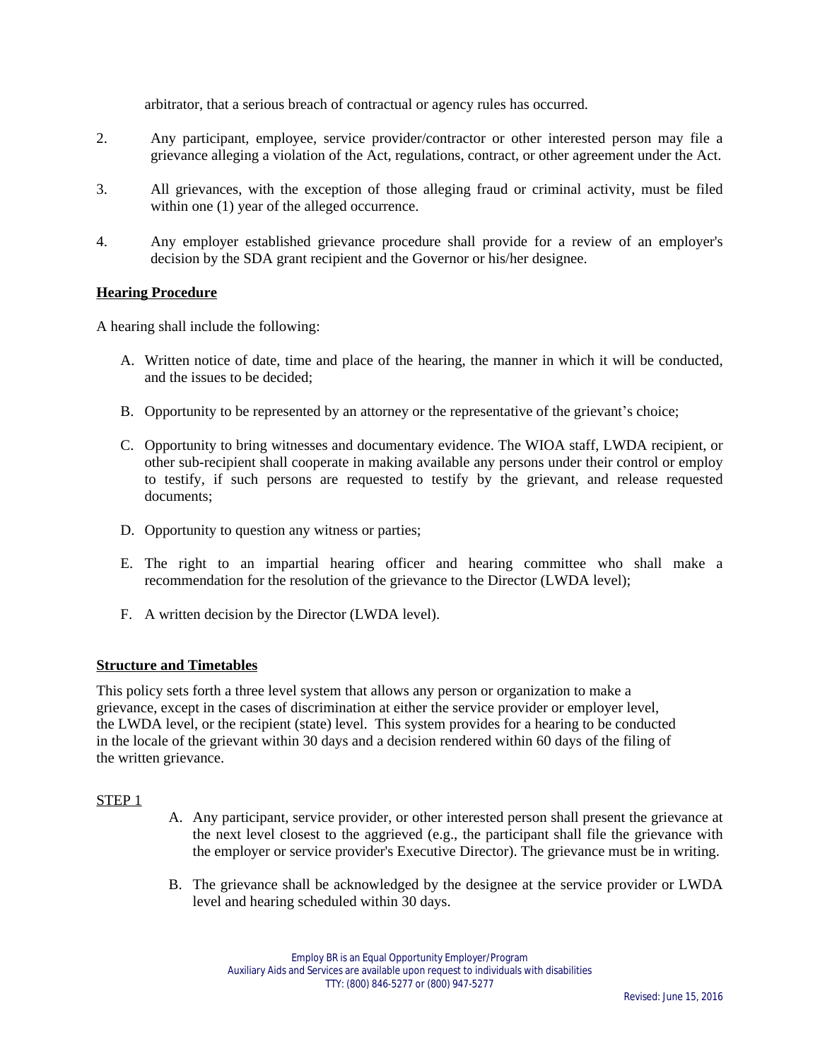arbitrator, that a serious breach of contractual or agency rules has occurred.

2. Any participant, employee, service provider/contractor or other interested person may file a grievance alleging a violation of the Act, regulations, contract, or other agreement under the Act.

3. All grievances, with the exception of those alleging fraud or criminal activity, must be filed within one (1) year of the alleged occurrence.

4. Any employer established grievance procedure shall provide for a review of an employer's decision by the SDA grant recipient and the Governor or his/her designee.

**Hearing Procedure**

A hearing shall include the following:

A. Written notice of date, time and place of the hearing, the manner in which it will be conducted, and the issues to be decided;

B. Opportunity to be represented by an attorney or the representative of the grievant's choice;

C. Opportunity to bring witnesses and documentary evidence. The WIOA staff, LWDA recipient, or other sub-recipient shall cooperate in making available any persons under their control or employ to testify, if such persons are requested to testify by the grievant, and release requested documents;

D. Opportunity to question any witness or parties;

E. The right to an impartial hearing officer and hearing committee who shall make a recommendation for the resolution of the grievance to the Director (LWDA level);

F. A written decision by the Director (LWDA level).

**Structure and Timetables**

This policy sets forth a three level system that allows any person or organization to make a grievance, except in the cases of discrimination at either the service provider or employer level, the LWDA level, or the recipient (state) level. This system provides for a hearing to be conducted in the locale of the grievant within 30 days and a decision rendered within 60 days of the filing of the written grievance.

STEP 1

A. Any participant, service provider, or other interested person shall present the grievance at the next level closest to the aggrieved (e.g., the participant shall file the grievance with the employer or service provider's Executive Director). The grievance must be in writing.

B. The grievance shall be acknowledged by the designee at the service provider or LWDA level and hearing scheduled within 30 days.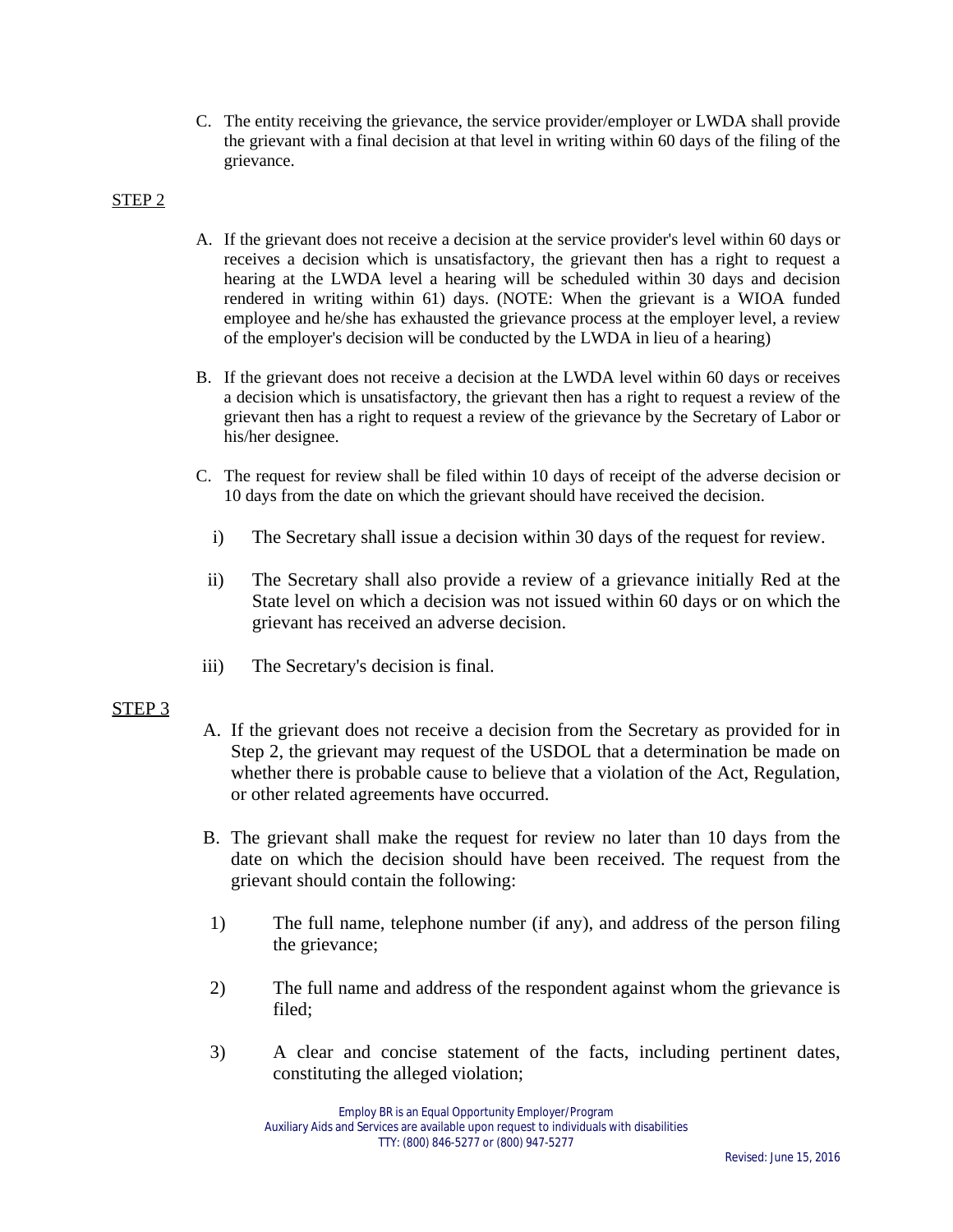C. The entity receiving the grievance, the service provider/employer or LWDA shall provide the grievant with a final decision at that level in writing within 60 days of the filing of the grievance.

STEP 2

A. If the grievant does not receive a decision at the service provider's level within 60 days or receives a decision which is unsatisfactory, the grievant then has a right to request a hearing at the LWDA level a hearing will be scheduled within 30 days and decision rendered in writing within 61) days. (NOTE: When the grievant is a WIOA funded employee and he/she has exhausted the grievance process at the employer level, a review of the employer's decision will be conducted by the LWDA in lieu of a hearing)

B. If the grievant does not receive a decision at the LWDA level within 60 days or receives a decision which is unsatisfactory, the grievant then has a right to request a review of the grievant then has a right to request a review of the grievance by the Secretary of Labor or his/her designee.

C. The request for review shall be filed within 10 days of receipt of the adverse decision or 10 days from the date on which the grievant should have received the decision.

i) The Secretary shall issue a decision within 30 days of the request for review.

ii) The Secretary shall also provide a review of a grievance initially Red at the State level on which a decision was not issued within 60 days or on which the grievant has received an adverse decision.

iii) The Secretary's decision is final.

STEP 3

A. If the grievant does not receive a decision from the Secretary as provided for in Step 2, the grievant may request of the USDOL that a determination be made on whether there is probable cause to believe that a violation of the Act, Regulation, or other related agreements have occurred.

B. The grievant shall make the request for review no later than 10 days from the date on which the decision should have been received. The request from the grievant should contain the following:

1) The full name, telephone number (if any), and address of the person filing the grievance;

2) The full name and address of the respondent against whom the grievance is filed;

3) A clear and concise statement of the facts, including pertinent dates, constituting the alleged violation;

Employ BR is an Equal Opportunity Employer/Program
Auxiliary Aids and Services are available upon request to individuals with disabilities
TTY: (800) 846-5277 or (800) 947-5277

Revised: June 15, 2016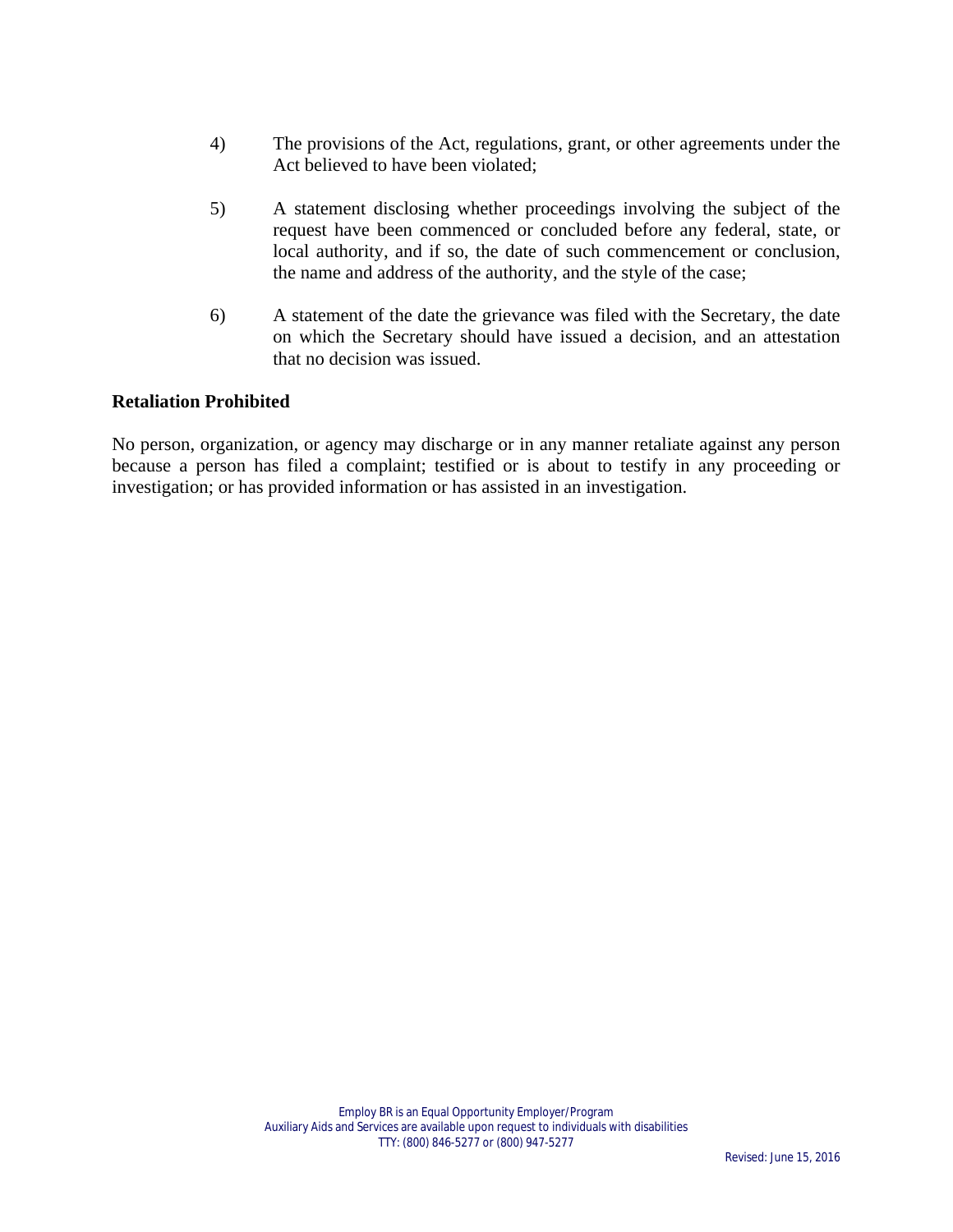4) The provisions of the Act, regulations, grant, or other agreements under the Act believed to have been violated;

5) A statement disclosing whether proceedings involving the subject of the request have been commenced or concluded before any federal, state, or local authority, and if so, the date of such commencement or conclusion, the name and address of the authority, and the style of the case;

6) A statement of the date the grievance was filed with the Secretary, the date on which the Secretary should have issued a decision, and an attestation that no decision was issued.

**Retaliation Prohibited**

No person, organization, or agency may discharge or in any manner retaliate against any person because a person has filed a complaint; testified or is about to testify in any proceeding or investigation; or has provided information or has assisted in an investigation.

Employ BR is an Equal Opportunity Employer/Program
Auxiliary Aids and Services are available upon request to individuals with disabilities
TTY: (800) 846-5277 or (800) 947-5277

Revised: June 15, 2016